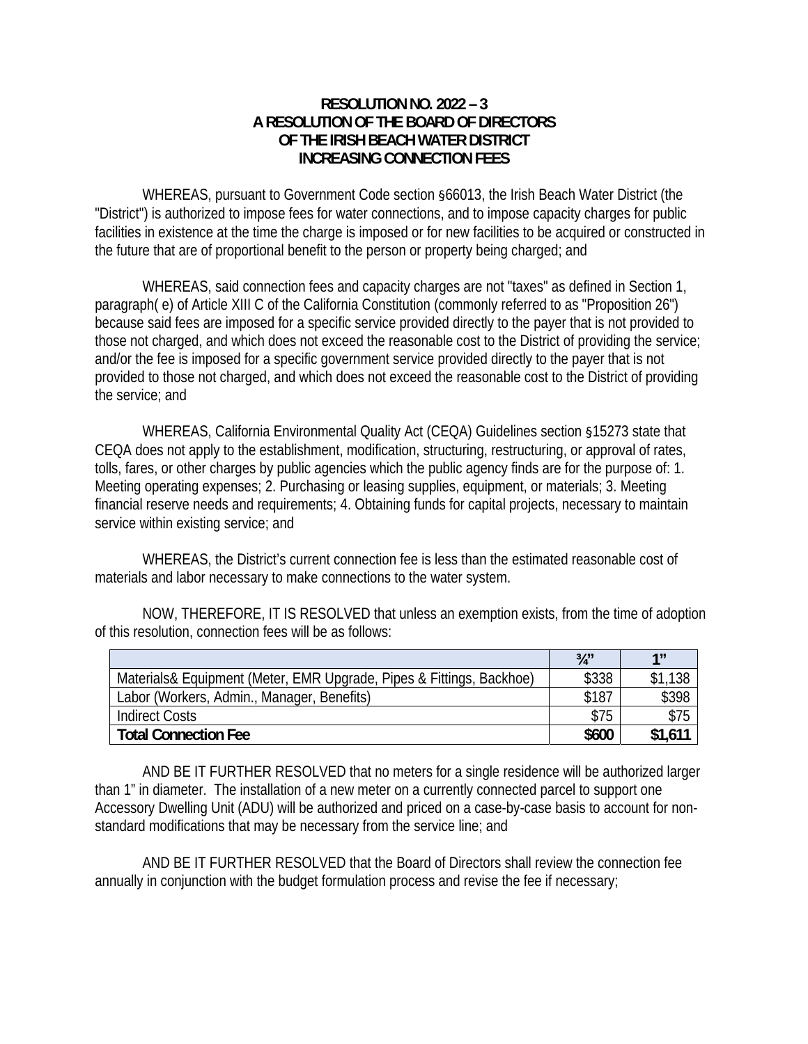**RESOLUTION NO. 2022 – 3**
**A RESOLUTION OF THE BOARD OF DIRECTORS**
**OF THE IRISH BEACH WATER DISTRICT**
**INCREASING CONNECTION FEES**

WHEREAS, pursuant to Government Code section §66013, the Irish Beach Water District (the "District") is authorized to impose fees for water connections, and to impose capacity charges for public facilities in existence at the time the charge is imposed or for new facilities to be acquired or constructed in the future that are of proportional benefit to the person or property being charged; and

WHEREAS, said connection fees and capacity charges are not "taxes" as defined in Section 1, paragraph( e) of Article XIII C of the California Constitution (commonly referred to as "Proposition 26") because said fees are imposed for a specific service provided directly to the payer that is not provided to those not charged, and which does not exceed the reasonable cost to the District of providing the service; and/or the fee is imposed for a specific government service provided directly to the payer that is not provided to those not charged, and which does not exceed the reasonable cost to the District of providing the service; and

WHEREAS, California Environmental Quality Act (CEQA) Guidelines section §15273 state that CEQA does not apply to the establishment, modification, structuring, restructuring, or approval of rates, tolls, fares, or other charges by public agencies which the public agency finds are for the purpose of: 1. Meeting operating expenses; 2. Purchasing or leasing supplies, equipment, or materials; 3. Meeting financial reserve needs and requirements; 4. Obtaining funds for capital projects, necessary to maintain service within existing service; and

WHEREAS, the District's current connection fee is less than the estimated reasonable cost of materials and labor necessary to make connections to the water system.

NOW, THEREFORE, IT IS RESOLVED that unless an exemption exists, from the time of adoption of this resolution, connection fees will be as follows:

| | ¾" | 1" |
|---|---|---|
| Materials& Equipment (Meter, EMR Upgrade, Pipes & Fittings, Backhoe) | $338 | $1,138 |
| Labor (Workers, Admin., Manager, Benefits) | $187 | $398 |
| Indirect Costs | $75 | $75 |
| **Total Connection Fee** | **$600** | **$1,611** |

AND BE IT FURTHER RESOLVED that no meters for a single residence will be authorized larger than 1" in diameter. The installation of a new meter on a currently connected parcel to support one Accessory Dwelling Unit (ADU) will be authorized and priced on a case-by-case basis to account for non-standard modifications that may be necessary from the service line; and

AND BE IT FURTHER RESOLVED that the Board of Directors shall review the connection fee annually in conjunction with the budget formulation process and revise the fee if necessary;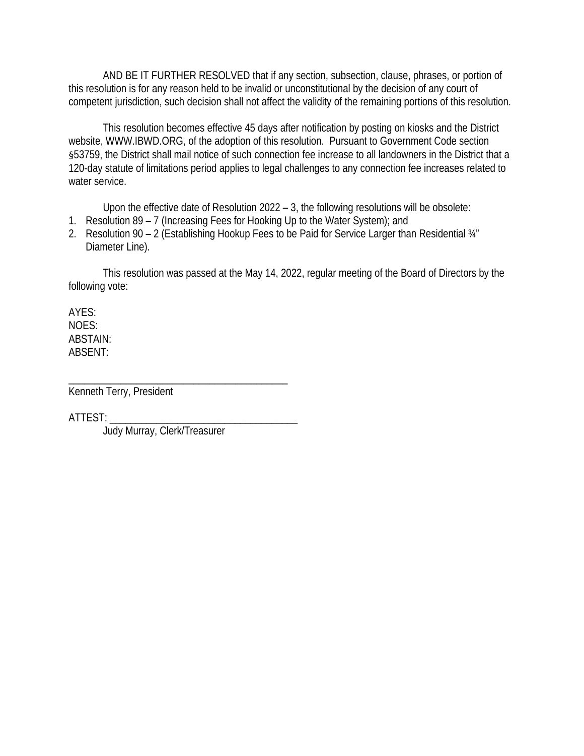AND BE IT FURTHER RESOLVED that if any section, subsection, clause, phrases, or portion of this resolution is for any reason held to be invalid or unconstitutional by the decision of any court of competent jurisdiction, such decision shall not affect the validity of the remaining portions of this resolution.

This resolution becomes effective 45 days after notification by posting on kiosks and the District website, WWW.IBWD.ORG, of the adoption of this resolution. Pursuant to Government Code section §53759, the District shall mail notice of such connection fee increase to all landowners in the District that a 120-day statute of limitations period applies to legal challenges to any connection fee increases related to water service.

Upon the effective date of Resolution 2022 – 3, the following resolutions will be obsolete:

1. Resolution 89 – 7 (Increasing Fees for Hooking Up to the Water System); and
2. Resolution 90 – 2 (Establishing Hookup Fees to be Paid for Service Larger than Residential ¾" Diameter Line).

This resolution was passed at the May 14, 2022, regular meeting of the Board of Directors by the following vote:

AYES:
NOES:
ABSTAIN:
ABSENT:

\_\_\_\_\_\_\_\_\_\_\_\_\_\_\_\_\_\_\_\_\_\_\_\_\_\_\_\_\_\_\_\_\_\_\_\_\_\_\_\_\_\_\_\_
Kenneth Terry, President

ATTEST: \_\_\_\_\_\_\_\_\_\_\_\_\_\_\_\_\_\_\_\_\_\_\_\_\_\_\_\_\_\_\_\_\_\_\_\_\_\_
Judy Murray, Clerk/Treasurer